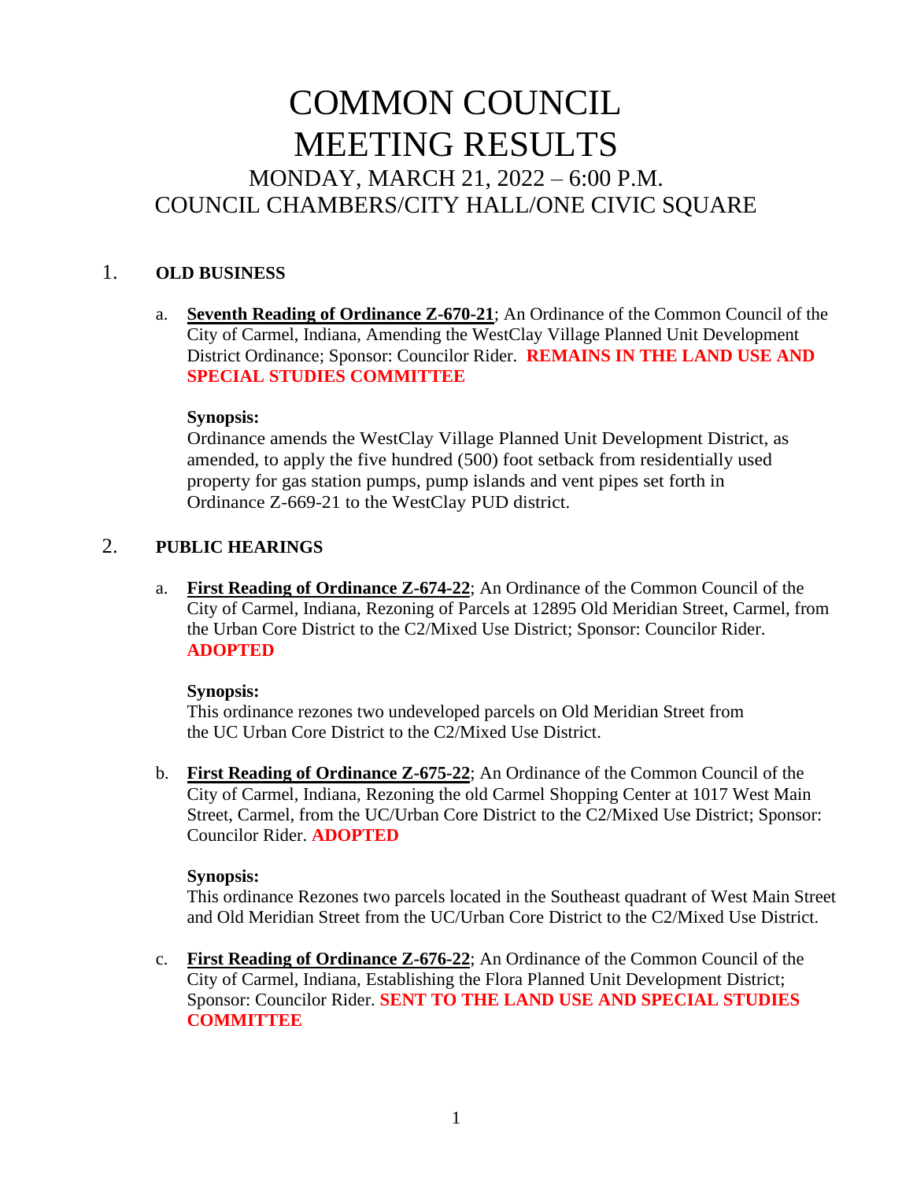# COMMON COUNCIL MEETING RESULTS

## MONDAY, MARCH 21, 2022 – 6:00 P.M.
## COUNCIL CHAMBERS/CITY HALL/ONE CIVIC SQUARE

1. **OLD BUSINESS**

   a. **Seventh Reading of Ordinance Z-670-21**; An Ordinance of the Common Council of the City of Carmel, Indiana, Amending the WestClay Village Planned Unit Development District Ordinance; Sponsor: Councilor Rider. **REMAINS IN THE LAND USE AND SPECIAL STUDIES COMMITTEE**

      **Synopsis:**
      Ordinance amends the WestClay Village Planned Unit Development District, as amended, to apply the five hundred (500) foot setback from residentially used property for gas station pumps, pump islands and vent pipes set forth in Ordinance Z-669-21 to the WestClay PUD district.

2. **PUBLIC HEARINGS**

   a. **First Reading of Ordinance Z-674-22**; An Ordinance of the Common Council of the City of Carmel, Indiana, Rezoning of Parcels at 12895 Old Meridian Street, Carmel, from the Urban Core District to the C2/Mixed Use District; Sponsor: Councilor Rider. **ADOPTED**

      **Synopsis:**
      This ordinance rezones two undeveloped parcels on Old Meridian Street from the UC Urban Core District to the C2/Mixed Use District.

   b. **First Reading of Ordinance Z-675-22**; An Ordinance of the Common Council of the City of Carmel, Indiana, Rezoning the old Carmel Shopping Center at 1017 West Main Street, Carmel, from the UC/Urban Core District to the C2/Mixed Use District; Sponsor: Councilor Rider. **ADOPTED**

      **Synopsis:**
      This ordinance Rezones two parcels located in the Southeast quadrant of West Main Street and Old Meridian Street from the UC/Urban Core District to the C2/Mixed Use District.

   c. **First Reading of Ordinance Z-676-22**; An Ordinance of the Common Council of the City of Carmel, Indiana, Establishing the Flora Planned Unit Development District; Sponsor: Councilor Rider. **SENT TO THE LAND USE AND SPECIAL STUDIES COMMITTEE**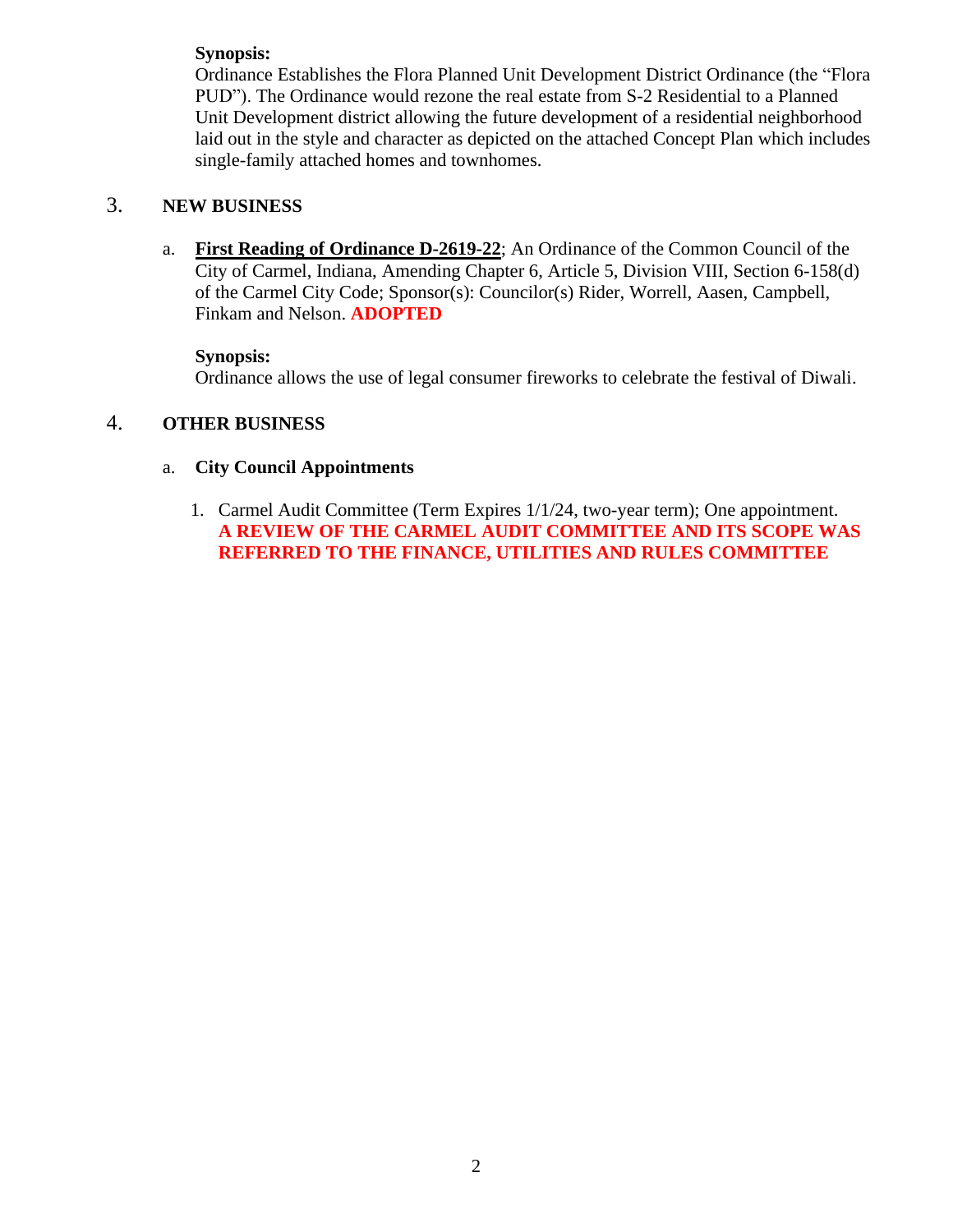**Synopsis:**
Ordinance Establishes the Flora Planned Unit Development District Ordinance (the "Flora PUD"). The Ordinance would rezone the real estate from S-2 Residential to a Planned Unit Development district allowing the future development of a residential neighborhood laid out in the style and character as depicted on the attached Concept Plan which includes single-family attached homes and townhomes.

## 3. NEW BUSINESS

a. **First Reading of Ordinance D-2619-22**; An Ordinance of the Common Council of the City of Carmel, Indiana, Amending Chapter 6, Article 5, Division VIII, Section 6-158(d) of the Carmel City Code; Sponsor(s): Councilor(s) Rider, Worrell, Aasen, Campbell, Finkam and Nelson. **ADOPTED**

**Synopsis:**
Ordinance allows the use of legal consumer fireworks to celebrate the festival of Diwali.

## 4. OTHER BUSINESS

a. **City Council Appointments**

1. Carmel Audit Committee (Term Expires 1/1/24, two-year term); One appointment. **A REVIEW OF THE CARMEL AUDIT COMMITTEE AND ITS SCOPE WAS REFERRED TO THE FINANCE, UTILITIES AND RULES COMMITTEE**